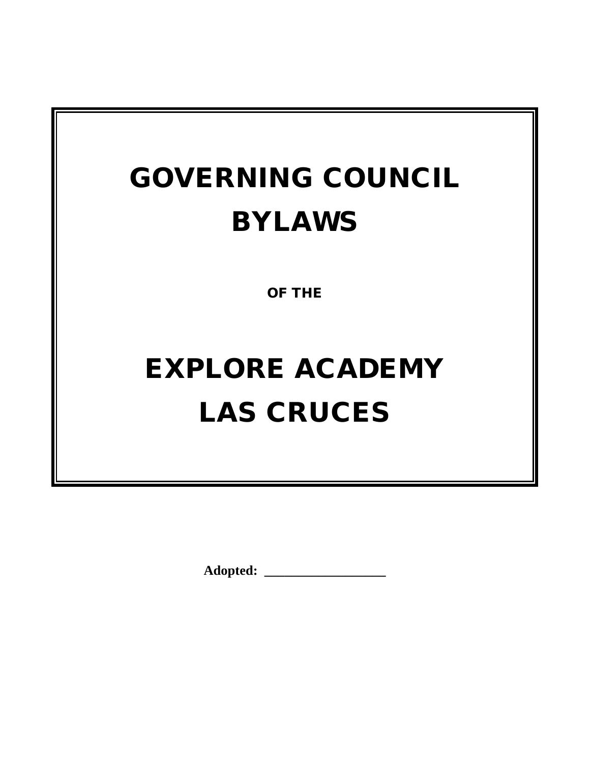# GOVERNING COUNCIL BYLAWS

**OF THE**

# EXPLORE ACADEMY LAS CRUCES

**Adopted: ___________________**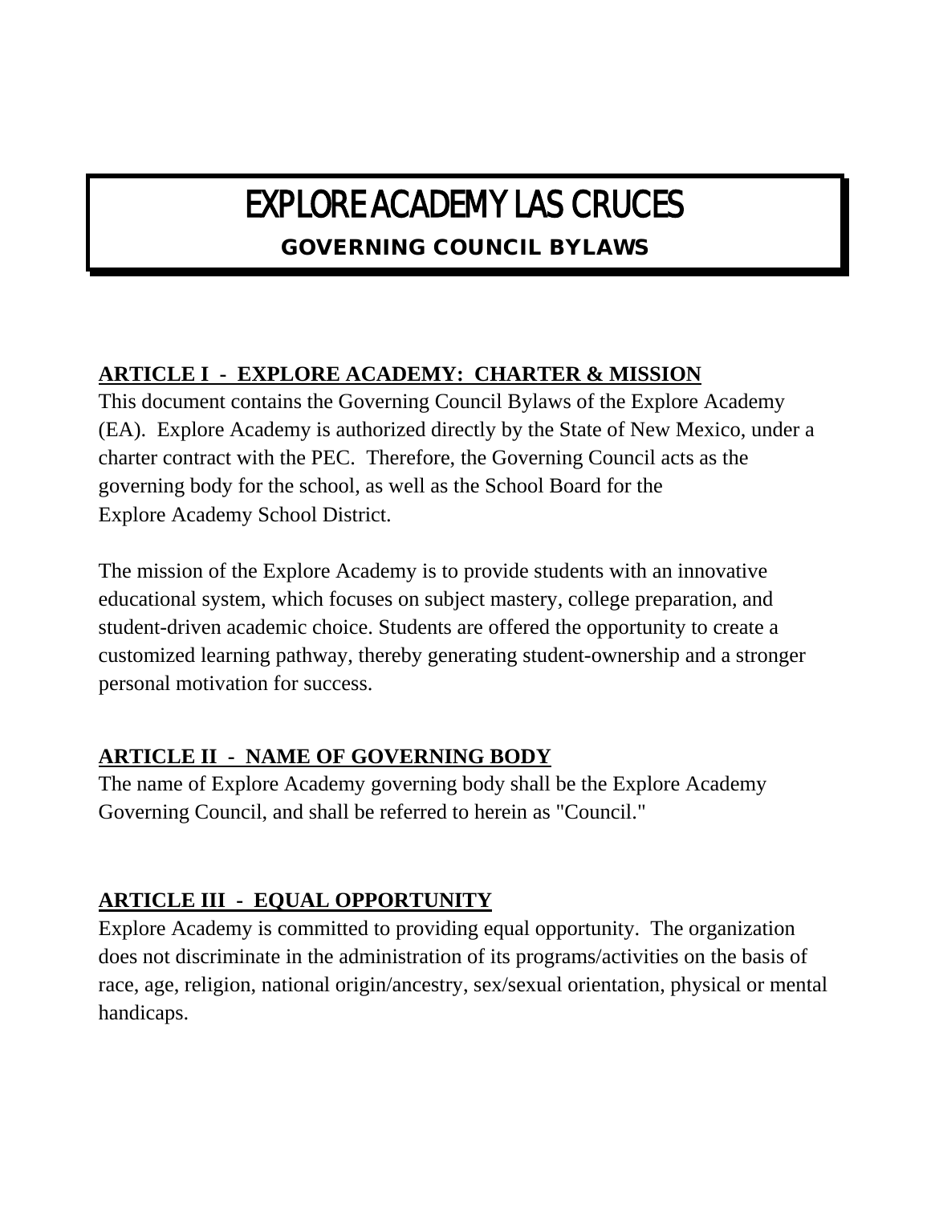# EXPLORE ACADEMY LAS CRUCES

## GOVERNING COUNCIL BYLAWS

## ARTICLE I - EXPLORE ACADEMY: CHARTER & MISSION

This document contains the Governing Council Bylaws of the Explore Academy (EA). Explore Academy is authorized directly by the State of New Mexico, under a charter contract with the PEC. Therefore, the Governing Council acts as the governing body for the school, as well as the School Board for the Explore Academy School District.

The mission of the Explore Academy is to provide students with an innovative educational system, which focuses on subject mastery, college preparation, and student-driven academic choice. Students are offered the opportunity to create a customized learning pathway, thereby generating student-ownership and a stronger personal motivation for success.

## ARTICLE II - NAME OF GOVERNING BODY

The name of Explore Academy governing body shall be the Explore Academy Governing Council, and shall be referred to herein as "Council."

## ARTICLE III - EQUAL OPPORTUNITY

Explore Academy is committed to providing equal opportunity. The organization does not discriminate in the administration of its programs/activities on the basis of race, age, religion, national origin/ancestry, sex/sexual orientation, physical or mental handicaps.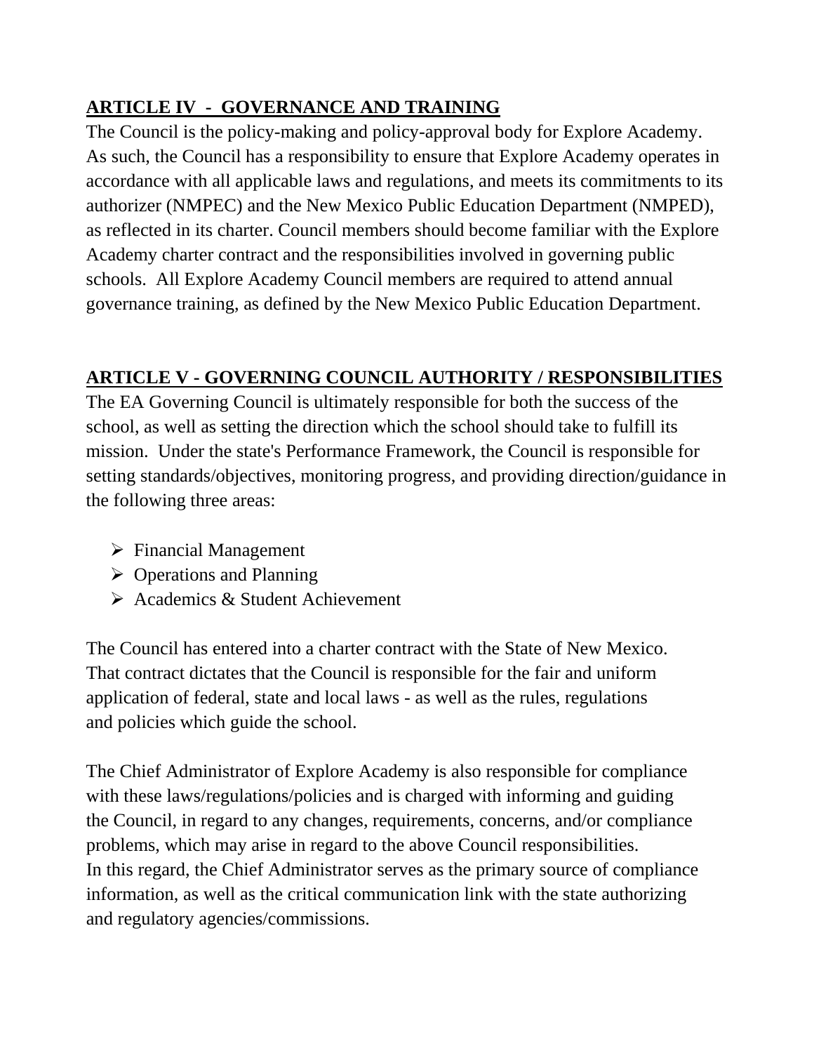## ARTICLE IV - GOVERNANCE AND TRAINING

The Council is the policy-making and policy-approval body for Explore Academy. As such, the Council has a responsibility to ensure that Explore Academy operates in accordance with all applicable laws and regulations, and meets its commitments to its authorizer (NMPEC) and the New Mexico Public Education Department (NMPED), as reflected in its charter. Council members should become familiar with the Explore Academy charter contract and the responsibilities involved in governing public schools. All Explore Academy Council members are required to attend annual governance training, as defined by the New Mexico Public Education Department.

## ARTICLE V - GOVERNING COUNCIL AUTHORITY / RESPONSIBILITIES

The EA Governing Council is ultimately responsible for both the success of the school, as well as setting the direction which the school should take to fulfill its mission. Under the state's Performance Framework, the Council is responsible for setting standards/objectives, monitoring progress, and providing direction/guidance in the following three areas:

- Financial Management
- Operations and Planning
- Academics & Student Achievement

The Council has entered into a charter contract with the State of New Mexico. That contract dictates that the Council is responsible for the fair and uniform application of federal, state and local laws - as well as the rules, regulations and policies which guide the school.

The Chief Administrator of Explore Academy is also responsible for compliance with these laws/regulations/policies and is charged with informing and guiding the Council, in regard to any changes, requirements, concerns, and/or compliance problems, which may arise in regard to the above Council responsibilities. In this regard, the Chief Administrator serves as the primary source of compliance information, as well as the critical communication link with the state authorizing and regulatory agencies/commissions.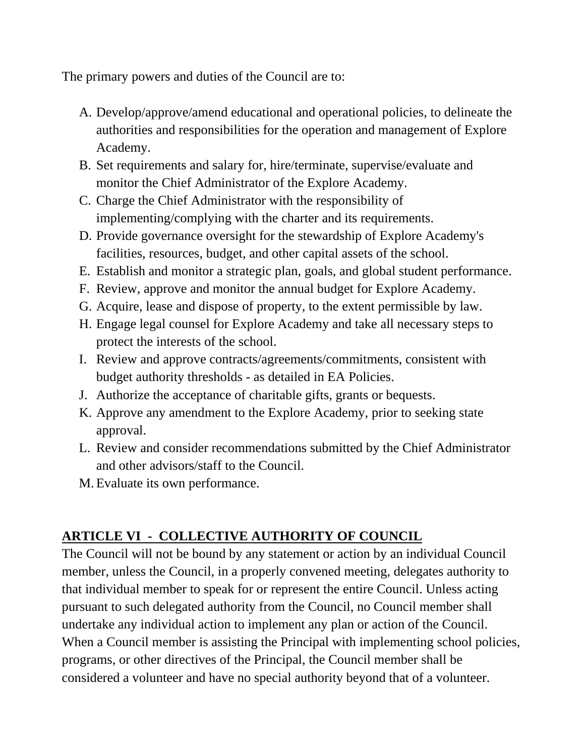The primary powers and duties of the Council are to:

A. Develop/approve/amend educational and operational policies, to delineate the authorities and responsibilities for the operation and management of Explore Academy.
B. Set requirements and salary for, hire/terminate, supervise/evaluate and monitor the Chief Administrator of the Explore Academy.
C. Charge the Chief Administrator with the responsibility of implementing/complying with the charter and its requirements.
D. Provide governance oversight for the stewardship of Explore Academy's facilities, resources, budget, and other capital assets of the school.
E. Establish and monitor a strategic plan, goals, and global student performance.
F. Review, approve and monitor the annual budget for Explore Academy.
G. Acquire, lease and dispose of property, to the extent permissible by law.
H. Engage legal counsel for Explore Academy and take all necessary steps to protect the interests of the school.
I. Review and approve contracts/agreements/commitments, consistent with budget authority thresholds - as detailed in EA Policies.
J. Authorize the acceptance of charitable gifts, grants or bequests.
K. Approve any amendment to the Explore Academy, prior to seeking state approval.
L. Review and consider recommendations submitted by the Chief Administrator and other advisors/staff to the Council.
M. Evaluate its own performance.

## ARTICLE VI - COLLECTIVE AUTHORITY OF COUNCIL

The Council will not be bound by any statement or action by an individual Council member, unless the Council, in a properly convened meeting, delegates authority to that individual member to speak for or represent the entire Council. Unless acting pursuant to such delegated authority from the Council, no Council member shall undertake any individual action to implement any plan or action of the Council. When a Council member is assisting the Principal with implementing school policies, programs, or other directives of the Principal, the Council member shall be considered a volunteer and have no special authority beyond that of a volunteer.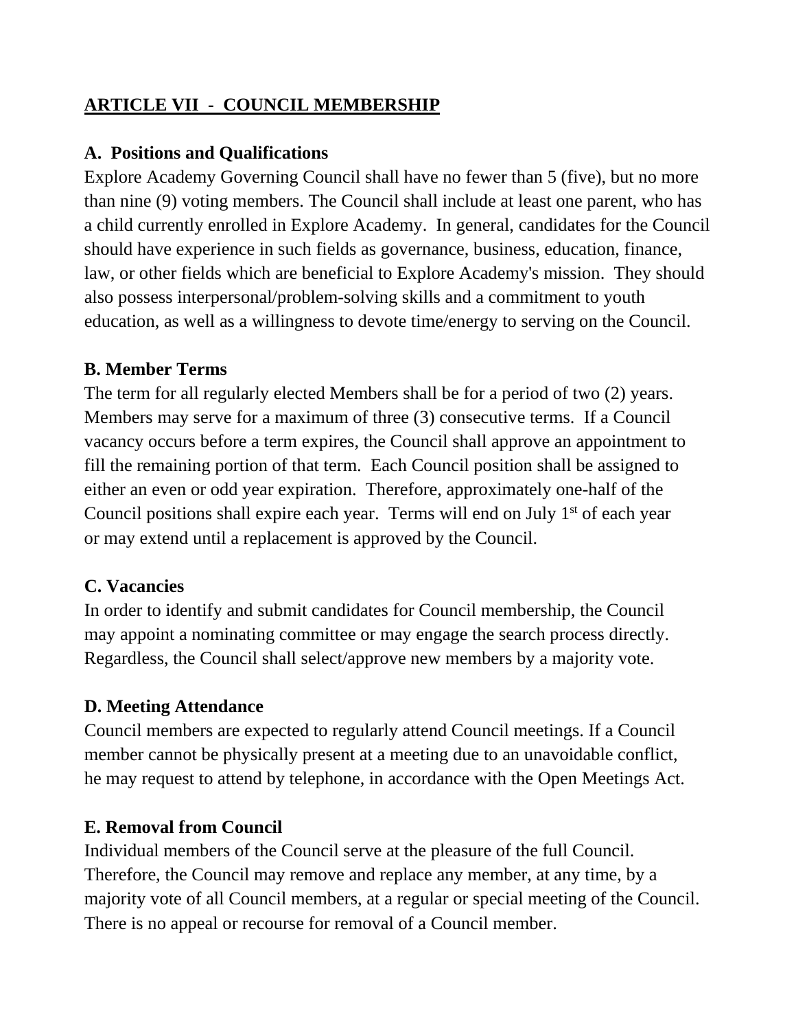## ARTICLE VII - COUNCIL MEMBERSHIP

### A. Positions and Qualifications

Explore Academy Governing Council shall have no fewer than 5 (five), but no more than nine (9) voting members. The Council shall include at least one parent, who has a child currently enrolled in Explore Academy. In general, candidates for the Council should have experience in such fields as governance, business, education, finance, law, or other fields which are beneficial to Explore Academy's mission. They should also possess interpersonal/problem-solving skills and a commitment to youth education, as well as a willingness to devote time/energy to serving on the Council.

### B. Member Terms

The term for all regularly elected Members shall be for a period of two (2) years. Members may serve for a maximum of three (3) consecutive terms. If a Council vacancy occurs before a term expires, the Council shall approve an appointment to fill the remaining portion of that term. Each Council position shall be assigned to either an even or odd year expiration. Therefore, approximately one-half of the Council positions shall expire each year. Terms will end on July 1st of each year or may extend until a replacement is approved by the Council.

### C. Vacancies

In order to identify and submit candidates for Council membership, the Council may appoint a nominating committee or may engage the search process directly. Regardless, the Council shall select/approve new members by a majority vote.

### D. Meeting Attendance

Council members are expected to regularly attend Council meetings. If a Council member cannot be physically present at a meeting due to an unavoidable conflict, he may request to attend by telephone, in accordance with the Open Meetings Act.

### E. Removal from Council

Individual members of the Council serve at the pleasure of the full Council. Therefore, the Council may remove and replace any member, at any time, by a majority vote of all Council members, at a regular or special meeting of the Council. There is no appeal or recourse for removal of a Council member.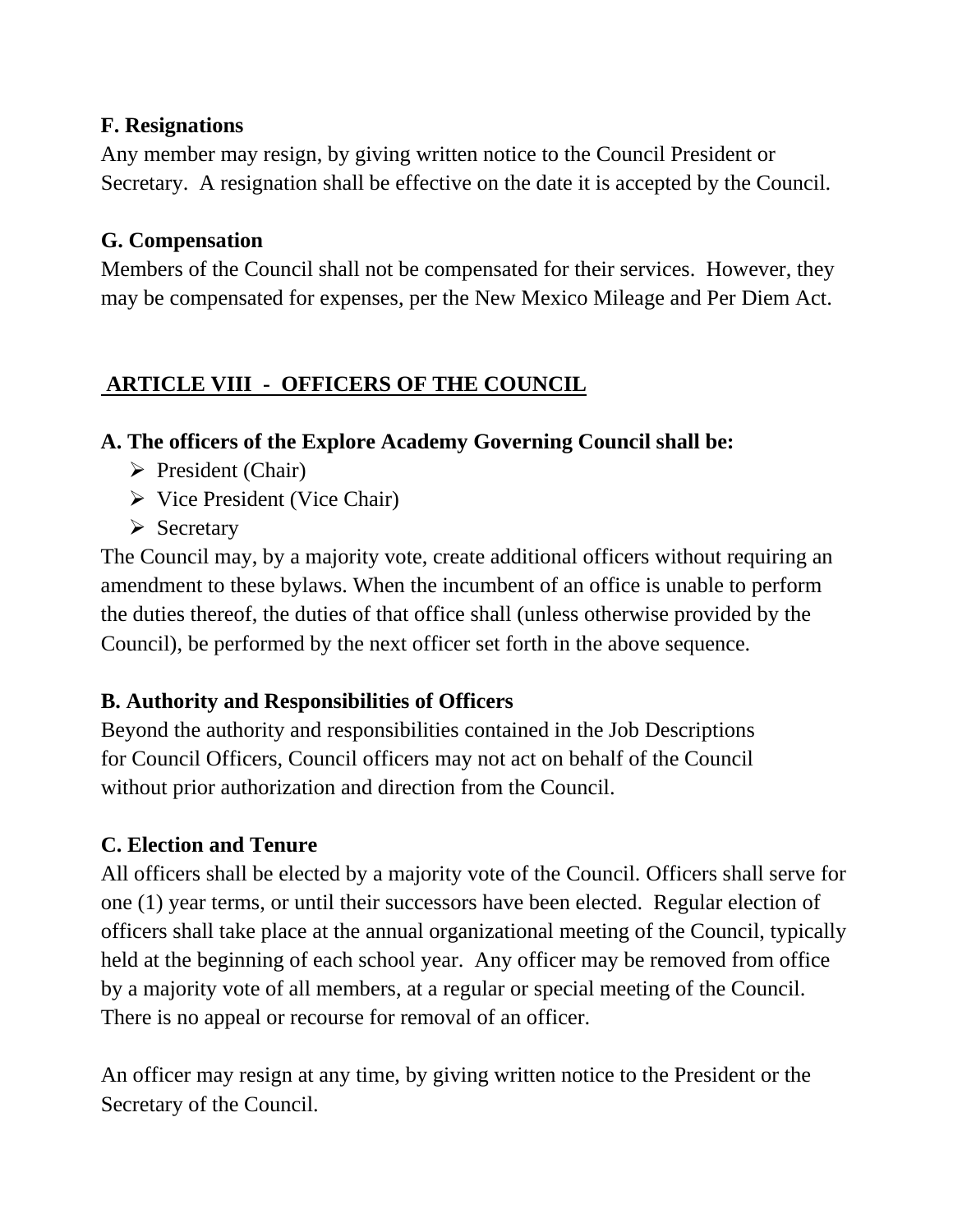### F. Resignations

Any member may resign, by giving written notice to the Council President or Secretary. A resignation shall be effective on the date it is accepted by the Council.

### G. Compensation

Members of the Council shall not be compensated for their services. However, they may be compensated for expenses, per the New Mexico Mileage and Per Diem Act.

## ARTICLE VIII - OFFICERS OF THE COUNCIL

### A. The officers of the Explore Academy Governing Council shall be:

- President (Chair)
- Vice President (Vice Chair)
- Secretary

The Council may, by a majority vote, create additional officers without requiring an amendment to these bylaws. When the incumbent of an office is unable to perform the duties thereof, the duties of that office shall (unless otherwise provided by the Council), be performed by the next officer set forth in the above sequence.

### B. Authority and Responsibilities of Officers

Beyond the authority and responsibilities contained in the Job Descriptions for Council Officers, Council officers may not act on behalf of the Council without prior authorization and direction from the Council.

### C. Election and Tenure

All officers shall be elected by a majority vote of the Council. Officers shall serve for one (1) year terms, or until their successors have been elected. Regular election of officers shall take place at the annual organizational meeting of the Council, typically held at the beginning of each school year. Any officer may be removed from office by a majority vote of all members, at a regular or special meeting of the Council. There is no appeal or recourse for removal of an officer.

An officer may resign at any time, by giving written notice to the President or the Secretary of the Council.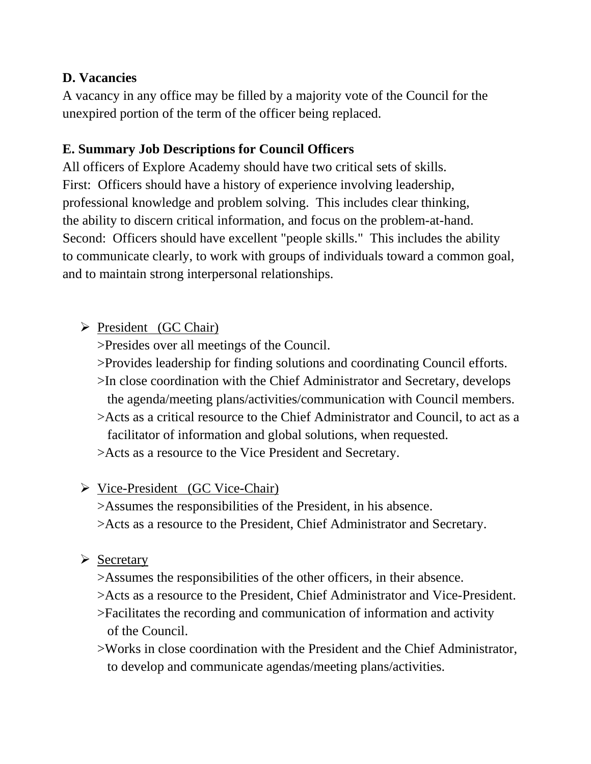**D. Vacancies**

A vacancy in any office may be filled by a majority vote of the Council for the unexpired portion of the term of the officer being replaced.

**E. Summary Job Descriptions for Council Officers**

All officers of Explore Academy should have two critical sets of skills.
First: Officers should have a history of experience involving leadership, professional knowledge and problem solving. This includes clear thinking, the ability to discern critical information, and focus on the problem-at-hand.
Second: Officers should have excellent "people skills." This includes the ability to communicate clearly, to work with groups of individuals toward a common goal, and to maintain strong interpersonal relationships.

- President (GC Chair)
  >Presides over all meetings of the Council.
  >Provides leadership for finding solutions and coordinating Council efforts.
  >In close coordination with the Chief Administrator and Secretary, develops the agenda/meeting plans/activities/communication with Council members.
  >Acts as a critical resource to the Chief Administrator and Council, to act as a facilitator of information and global solutions, when requested.
  >Acts as a resource to the Vice President and Secretary.

- Vice-President (GC Vice-Chair)
  >Assumes the responsibilities of the President, in his absence.
  >Acts as a resource to the President, Chief Administrator and Secretary.

- Secretary
  >Assumes the responsibilities of the other officers, in their absence.
  >Acts as a resource to the President, Chief Administrator and Vice-President.
  >Facilitates the recording and communication of information and activity of the Council.
  >Works in close coordination with the President and the Chief Administrator, to develop and communicate agendas/meeting plans/activities.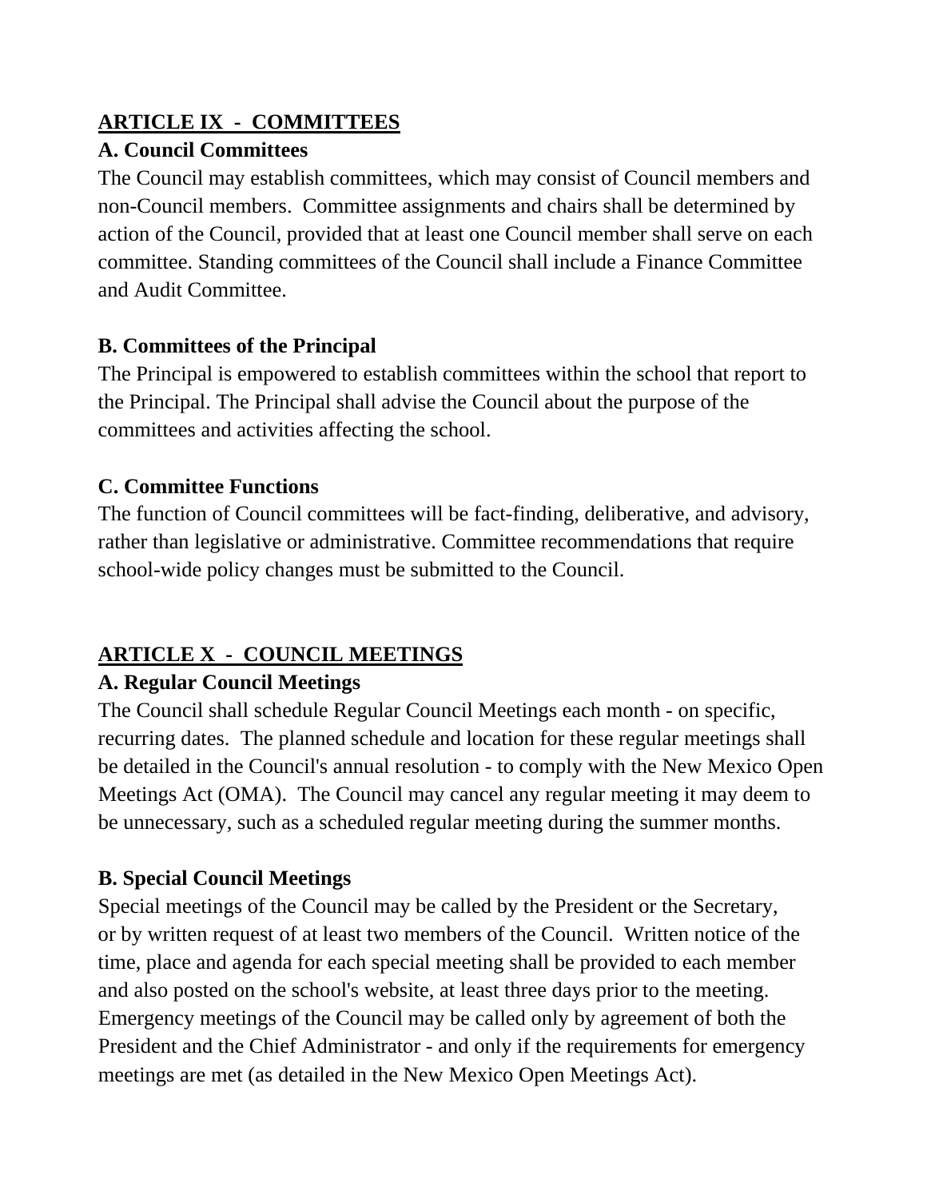## ARTICLE IX - COMMITTEES

### A. Council Committees

The Council may establish committees, which may consist of Council members and non-Council members. Committee assignments and chairs shall be determined by action of the Council, provided that at least one Council member shall serve on each committee. Standing committees of the Council shall include a Finance Committee and Audit Committee.

### B. Committees of the Principal

The Principal is empowered to establish committees within the school that report to the Principal. The Principal shall advise the Council about the purpose of the committees and activities affecting the school.

### C. Committee Functions

The function of Council committees will be fact-finding, deliberative, and advisory, rather than legislative or administrative. Committee recommendations that require school-wide policy changes must be submitted to the Council.

## ARTICLE X - COUNCIL MEETINGS

### A. Regular Council Meetings

The Council shall schedule Regular Council Meetings each month - on specific, recurring dates. The planned schedule and location for these regular meetings shall be detailed in the Council's annual resolution - to comply with the New Mexico Open Meetings Act (OMA). The Council may cancel any regular meeting it may deem to be unnecessary, such as a scheduled regular meeting during the summer months.

### B. Special Council Meetings

Special meetings of the Council may be called by the President or the Secretary, or by written request of at least two members of the Council. Written notice of the time, place and agenda for each special meeting shall be provided to each member and also posted on the school's website, at least three days prior to the meeting. Emergency meetings of the Council may be called only by agreement of both the President and the Chief Administrator - and only if the requirements for emergency meetings are met (as detailed in the New Mexico Open Meetings Act).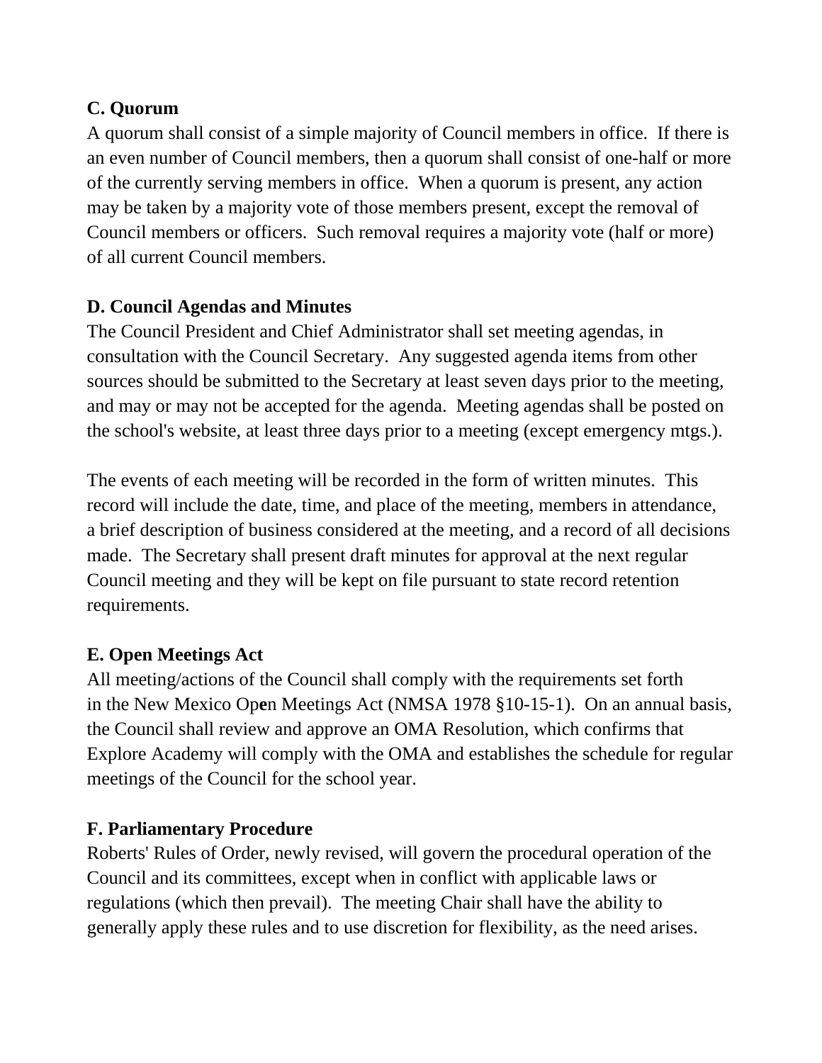**C. Quorum**

A quorum shall consist of a simple majority of Council members in office. If there is an even number of Council members, then a quorum shall consist of one-half or more of the currently serving members in office. When a quorum is present, any action may be taken by a majority vote of those members present, except the removal of Council members or officers. Such removal requires a majority vote (half or more) of all current Council members.

**D. Council Agendas and Minutes**

The Council President and Chief Administrator shall set meeting agendas, in consultation with the Council Secretary. Any suggested agenda items from other sources should be submitted to the Secretary at least seven days prior to the meeting, and may or may not be accepted for the agenda. Meeting agendas shall be posted on the school's website, at least three days prior to a meeting (except emergency mtgs.).

The events of each meeting will be recorded in the form of written minutes. This record will include the date, time, and place of the meeting, members in attendance, a brief description of business considered at the meeting, and a record of all decisions made. The Secretary shall present draft minutes for approval at the next regular Council meeting and they will be kept on file pursuant to state record retention requirements.

**E. Open Meetings Act**

All meeting/actions of the Council shall comply with the requirements set forth in the New Mexico Open Meetings Act (NMSA 1978 §10-15-1). On an annual basis, the Council shall review and approve an OMA Resolution, which confirms that Explore Academy will comply with the OMA and establishes the schedule for regular meetings of the Council for the school year.

**F. Parliamentary Procedure**

Roberts' Rules of Order, newly revised, will govern the procedural operation of the Council and its committees, except when in conflict with applicable laws or regulations (which then prevail). The meeting Chair shall have the ability to generally apply these rules and to use discretion for flexibility, as the need arises.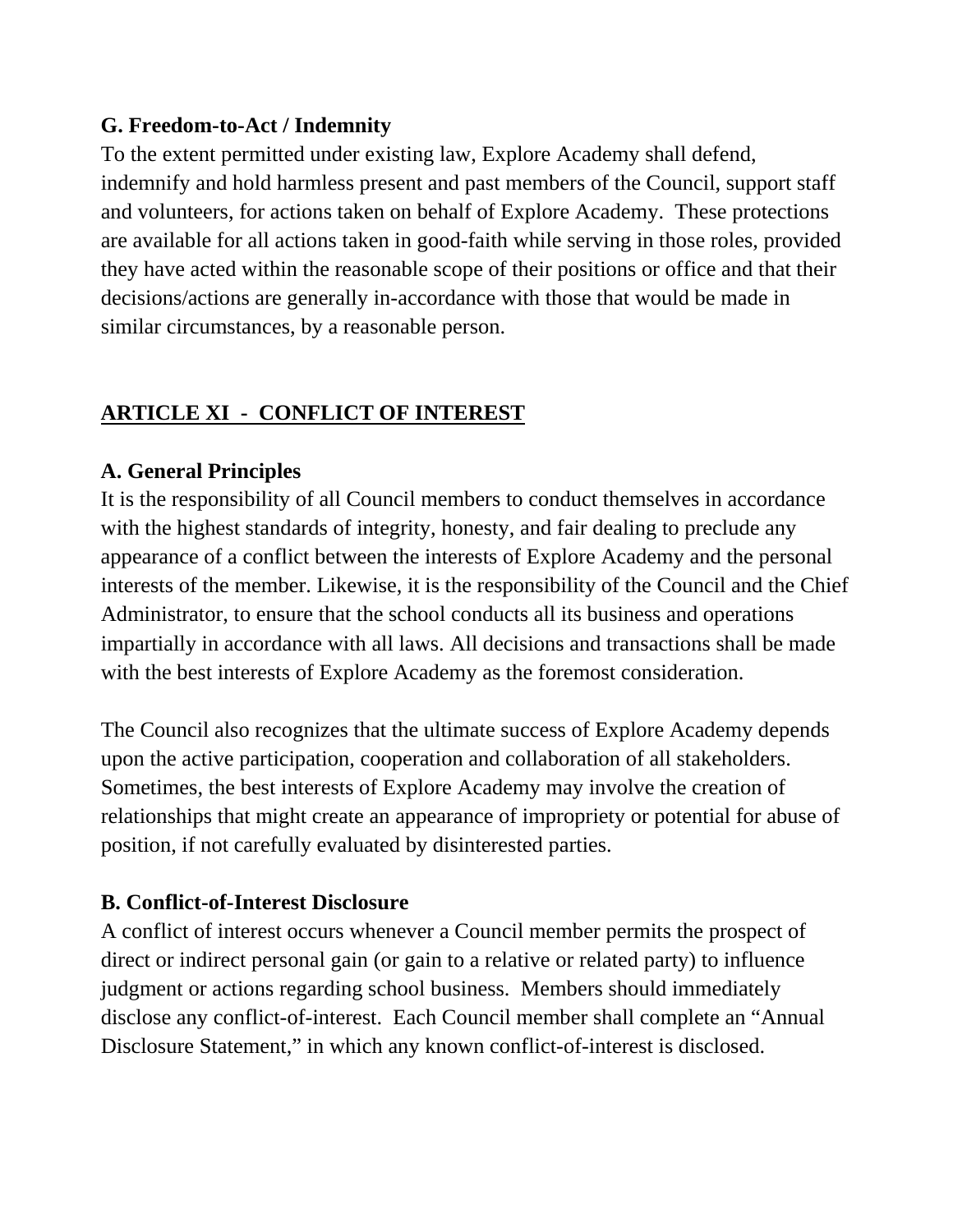**G. Freedom-to-Act / Indemnity**

To the extent permitted under existing law, Explore Academy shall defend, indemnify and hold harmless present and past members of the Council, support staff and volunteers, for actions taken on behalf of Explore Academy. These protections are available for all actions taken in good-faith while serving in those roles, provided they have acted within the reasonable scope of their positions or office and that their decisions/actions are generally in-accordance with those that would be made in similar circumstances, by a reasonable person.

## ARTICLE XI - CONFLICT OF INTEREST

**A. General Principles**

It is the responsibility of all Council members to conduct themselves in accordance with the highest standards of integrity, honesty, and fair dealing to preclude any appearance of a conflict between the interests of Explore Academy and the personal interests of the member. Likewise, it is the responsibility of the Council and the Chief Administrator, to ensure that the school conducts all its business and operations impartially in accordance with all laws. All decisions and transactions shall be made with the best interests of Explore Academy as the foremost consideration.

The Council also recognizes that the ultimate success of Explore Academy depends upon the active participation, cooperation and collaboration of all stakeholders. Sometimes, the best interests of Explore Academy may involve the creation of relationships that might create an appearance of impropriety or potential for abuse of position, if not carefully evaluated by disinterested parties.

**B. Conflict-of-Interest Disclosure**

A conflict of interest occurs whenever a Council member permits the prospect of direct or indirect personal gain (or gain to a relative or related party) to influence judgment or actions regarding school business. Members should immediately disclose any conflict-of-interest. Each Council member shall complete an "Annual Disclosure Statement," in which any known conflict-of-interest is disclosed.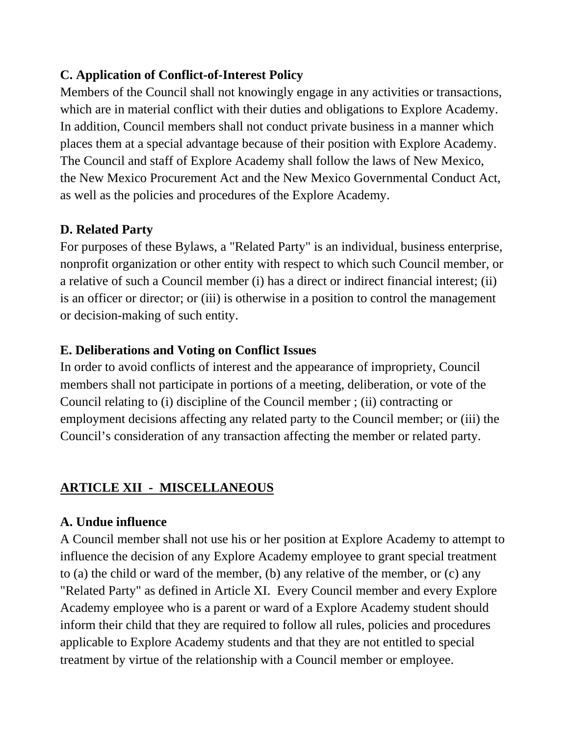### C. Application of Conflict-of-Interest Policy

Members of the Council shall not knowingly engage in any activities or transactions, which are in material conflict with their duties and obligations to Explore Academy. In addition, Council members shall not conduct private business in a manner which places them at a special advantage because of their position with Explore Academy. The Council and staff of Explore Academy shall follow the laws of New Mexico, the New Mexico Procurement Act and the New Mexico Governmental Conduct Act, as well as the policies and procedures of the Explore Academy.

### D. Related Party

For purposes of these Bylaws, a "Related Party" is an individual, business enterprise, nonprofit organization or other entity with respect to which such Council member, or a relative of such a Council member (i) has a direct or indirect financial interest; (ii) is an officer or director; or (iii) is otherwise in a position to control the management or decision-making of such entity.

### E. Deliberations and Voting on Conflict Issues

In order to avoid conflicts of interest and the appearance of impropriety, Council members shall not participate in portions of a meeting, deliberation, or vote of the Council relating to (i) discipline of the Council member ; (ii) contracting or employment decisions affecting any related party to the Council member; or (iii) the Council's consideration of any transaction affecting the member or related party.

## ARTICLE XII - MISCELLANEOUS

### A. Undue influence

A Council member shall not use his or her position at Explore Academy to attempt to influence the decision of any Explore Academy employee to grant special treatment to (a) the child or ward of the member, (b) any relative of the member, or (c) any "Related Party" as defined in Article XI. Every Council member and every Explore Academy employee who is a parent or ward of a Explore Academy student should inform their child that they are required to follow all rules, policies and procedures applicable to Explore Academy students and that they are not entitled to special treatment by virtue of the relationship with a Council member or employee.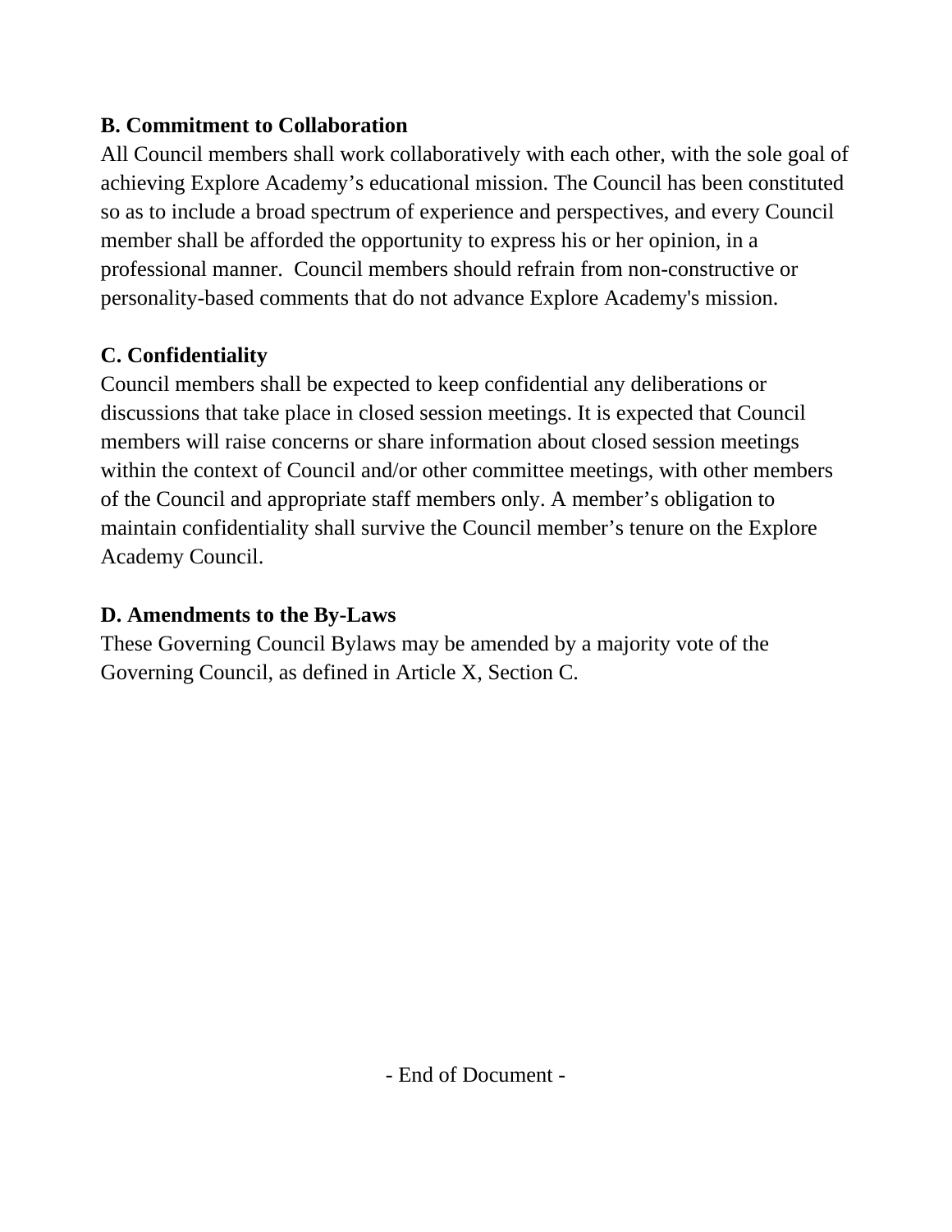**B. Commitment to Collaboration**

All Council members shall work collaboratively with each other, with the sole goal of achieving Explore Academy's educational mission. The Council has been constituted so as to include a broad spectrum of experience and perspectives, and every Council member shall be afforded the opportunity to express his or her opinion, in a professional manner. Council members should refrain from non-constructive or personality-based comments that do not advance Explore Academy's mission.

**C. Confidentiality**

Council members shall be expected to keep confidential any deliberations or discussions that take place in closed session meetings. It is expected that Council members will raise concerns or share information about closed session meetings within the context of Council and/or other committee meetings, with other members of the Council and appropriate staff members only. A member's obligation to maintain confidentiality shall survive the Council member's tenure on the Explore Academy Council.

**D. Amendments to the By-Laws**

These Governing Council Bylaws may be amended by a majority vote of the Governing Council, as defined in Article X, Section C.

- End of Document -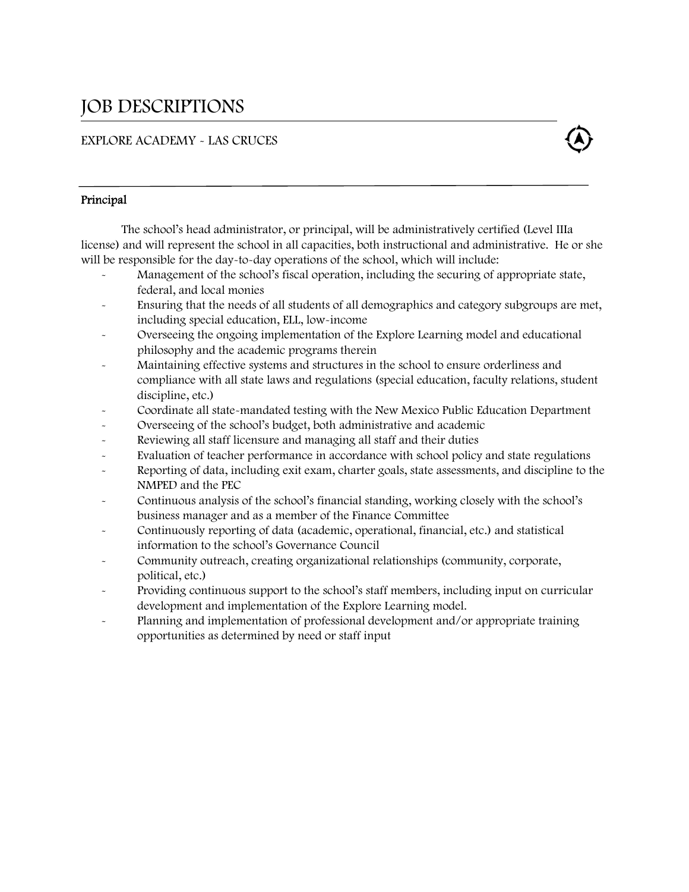# JOB DESCRIPTIONS

## EXPLORE ACADEMY - LAS CRUCES

### Principal

The school's head administrator, or principal, will be administratively certified (Level IIIa license) and will represent the school in all capacities, both instructional and administrative. He or she will be responsible for the day-to-day operations of the school, which will include:

- Management of the school's fiscal operation, including the securing of appropriate state, federal, and local monies
- Ensuring that the needs of all students of all demographics and category subgroups are met, including special education, ELL, low-income
- Overseeing the ongoing implementation of the Explore Learning model and educational philosophy and the academic programs therein
- Maintaining effective systems and structures in the school to ensure orderliness and compliance with all state laws and regulations (special education, faculty relations, student discipline, etc.)
- Coordinate all state-mandated testing with the New Mexico Public Education Department
- Overseeing of the school's budget, both administrative and academic
- Reviewing all staff licensure and managing all staff and their duties
- Evaluation of teacher performance in accordance with school policy and state regulations
- Reporting of data, including exit exam, charter goals, state assessments, and discipline to the NMPED and the PEC
- Continuous analysis of the school's financial standing, working closely with the school's business manager and as a member of the Finance Committee
- Continuously reporting of data (academic, operational, financial, etc.) and statistical information to the school's Governance Council
- Community outreach, creating organizational relationships (community, corporate, political, etc.)
- Providing continuous support to the school's staff members, including input on curricular development and implementation of the Explore Learning model.
- Planning and implementation of professional development and/or appropriate training opportunities as determined by need or staff input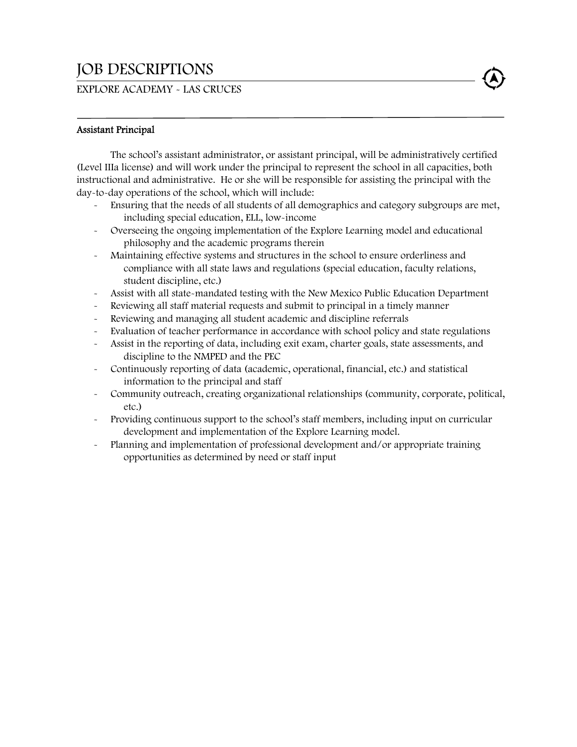# JOB DESCRIPTIONS

## EXPLORE ACADEMY - LAS CRUCES

**Assistant Principal**

The school's assistant administrator, or assistant principal, will be administratively certified (Level IIIa license) and will work under the principal to represent the school in all capacities, both instructional and administrative. He or she will be responsible for assisting the principal with the day-to-day operations of the school, which will include:

- Ensuring that the needs of all students of all demographics and category subgroups are met, including special education, ELL, low-income
- Overseeing the ongoing implementation of the Explore Learning model and educational philosophy and the academic programs therein
- Maintaining effective systems and structures in the school to ensure orderliness and compliance with all state laws and regulations (special education, faculty relations, student discipline, etc.)
- Assist with all state-mandated testing with the New Mexico Public Education Department
- Reviewing all staff material requests and submit to principal in a timely manner
- Reviewing and managing all student academic and discipline referrals
- Evaluation of teacher performance in accordance with school policy and state regulations
- Assist in the reporting of data, including exit exam, charter goals, state assessments, and discipline to the NMPED and the PEC
- Continuously reporting of data (academic, operational, financial, etc.) and statistical information to the principal and staff
- Community outreach, creating organizational relationships (community, corporate, political, etc.)
- Providing continuous support to the school's staff members, including input on curricular development and implementation of the Explore Learning model.
- Planning and implementation of professional development and/or appropriate training opportunities as determined by need or staff input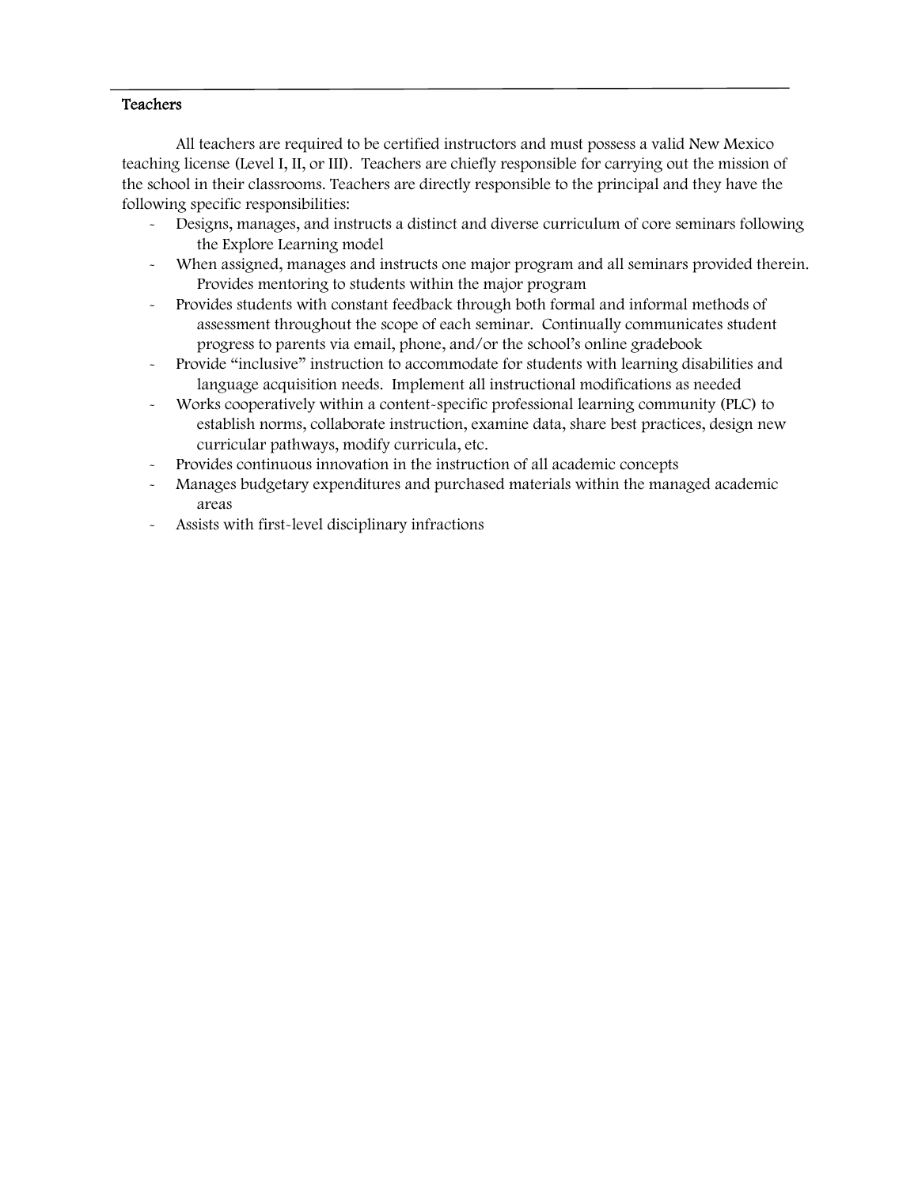### Teachers

All teachers are required to be certified instructors and must possess a valid New Mexico teaching license (Level I, II, or III). Teachers are chiefly responsible for carrying out the mission of the school in their classrooms. Teachers are directly responsible to the principal and they have the following specific responsibilities:

- Designs, manages, and instructs a distinct and diverse curriculum of core seminars following the Explore Learning model
- When assigned, manages and instructs one major program and all seminars provided therein. Provides mentoring to students within the major program
- Provides students with constant feedback through both formal and informal methods of assessment throughout the scope of each seminar. Continually communicates student progress to parents via email, phone, and/or the school's online gradebook
- Provide "inclusive" instruction to accommodate for students with learning disabilities and language acquisition needs. Implement all instructional modifications as needed
- Works cooperatively within a content-specific professional learning community (PLC) to establish norms, collaborate instruction, examine data, share best practices, design new curricular pathways, modify curricula, etc.
- Provides continuous innovation in the instruction of all academic concepts
- Manages budgetary expenditures and purchased materials within the managed academic areas
- Assists with first-level disciplinary infractions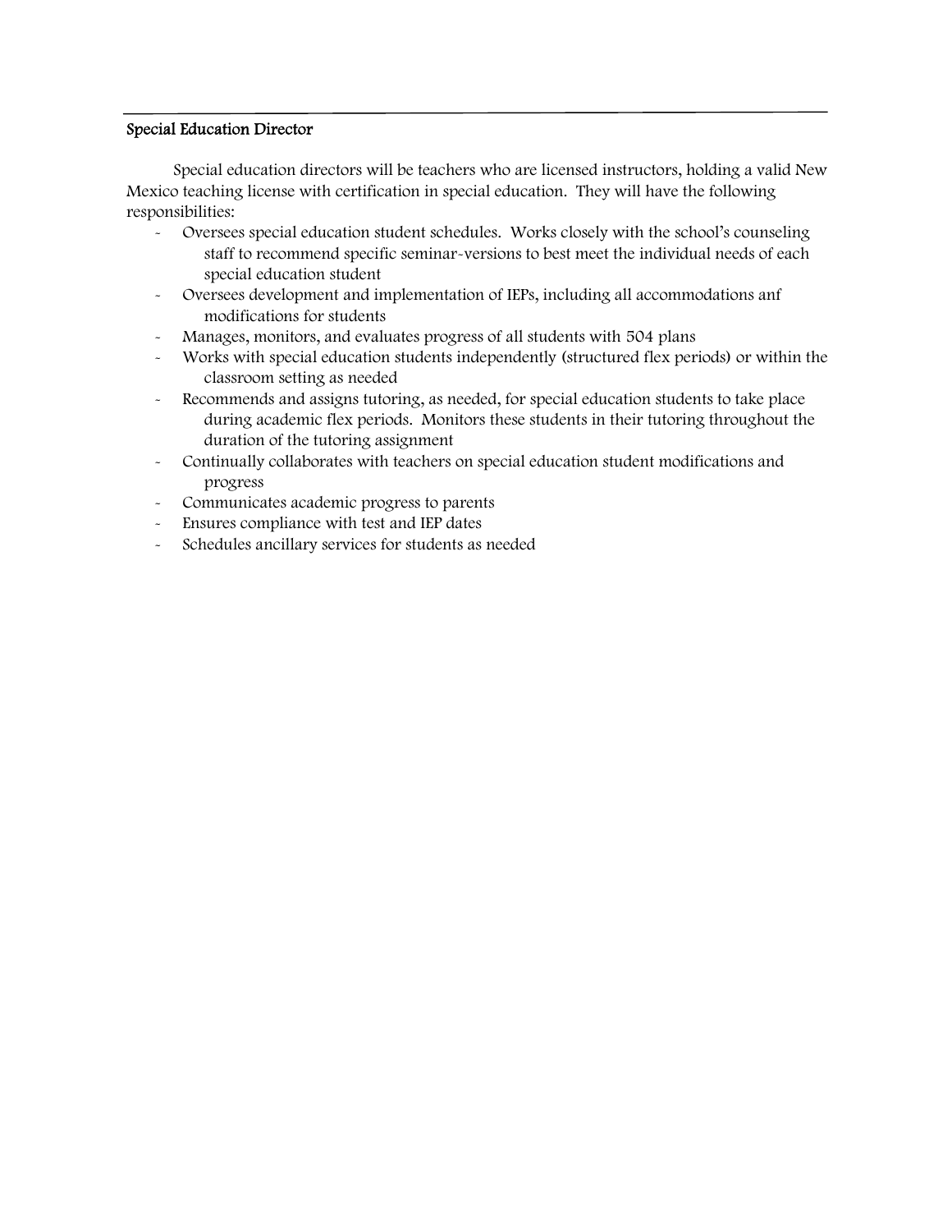## Special Education Director

Special education directors will be teachers who are licensed instructors, holding a valid New Mexico teaching license with certification in special education. They will have the following responsibilities:

- Oversees special education student schedules. Works closely with the school's counseling staff to recommend specific seminar-versions to best meet the individual needs of each special education student
- Oversees development and implementation of IEPs, including all accommodations anf modifications for students
- Manages, monitors, and evaluates progress of all students with 504 plans
- Works with special education students independently (structured flex periods) or within the classroom setting as needed
- Recommends and assigns tutoring, as needed, for special education students to take place during academic flex periods. Monitors these students in their tutoring throughout the duration of the tutoring assignment
- Continually collaborates with teachers on special education student modifications and progress
- Communicates academic progress to parents
- Ensures compliance with test and IEP dates
- Schedules ancillary services for students as needed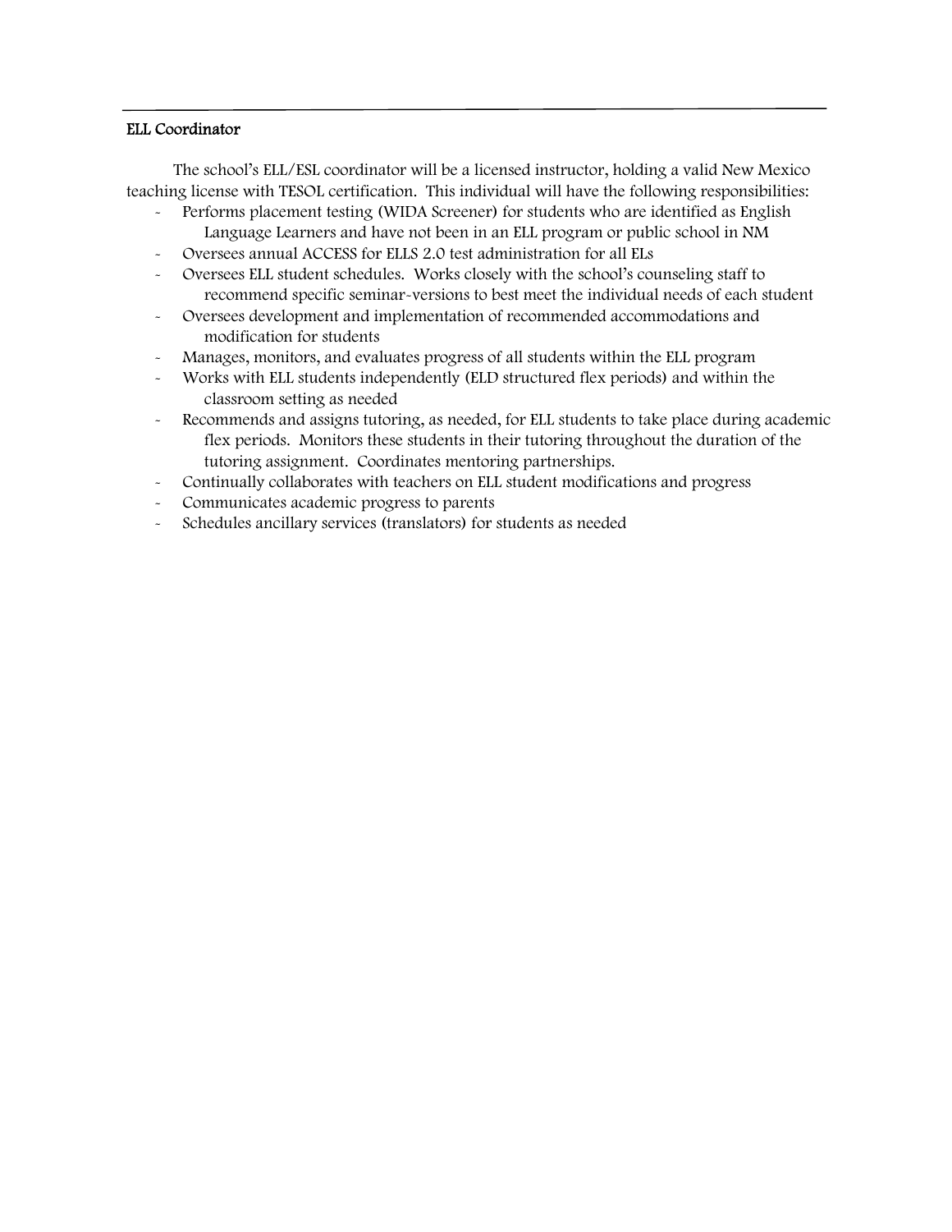### ELL Coordinator

The school's ELL/ESL coordinator will be a licensed instructor, holding a valid New Mexico teaching license with TESOL certification. This individual will have the following responsibilities:

- Performs placement testing (WIDA Screener) for students who are identified as English Language Learners and have not been in an ELL program or public school in NM
- Oversees annual ACCESS for ELLS 2.0 test administration for all ELs
- Oversees ELL student schedules. Works closely with the school's counseling staff to recommend specific seminar-versions to best meet the individual needs of each student
- Oversees development and implementation of recommended accommodations and modification for students
- Manages, monitors, and evaluates progress of all students within the ELL program
- Works with ELL students independently (ELD structured flex periods) and within the classroom setting as needed
- Recommends and assigns tutoring, as needed, for ELL students to take place during academic flex periods. Monitors these students in their tutoring throughout the duration of the tutoring assignment. Coordinates mentoring partnerships.
- Continually collaborates with teachers on ELL student modifications and progress
- Communicates academic progress to parents
- Schedules ancillary services (translators) for students as needed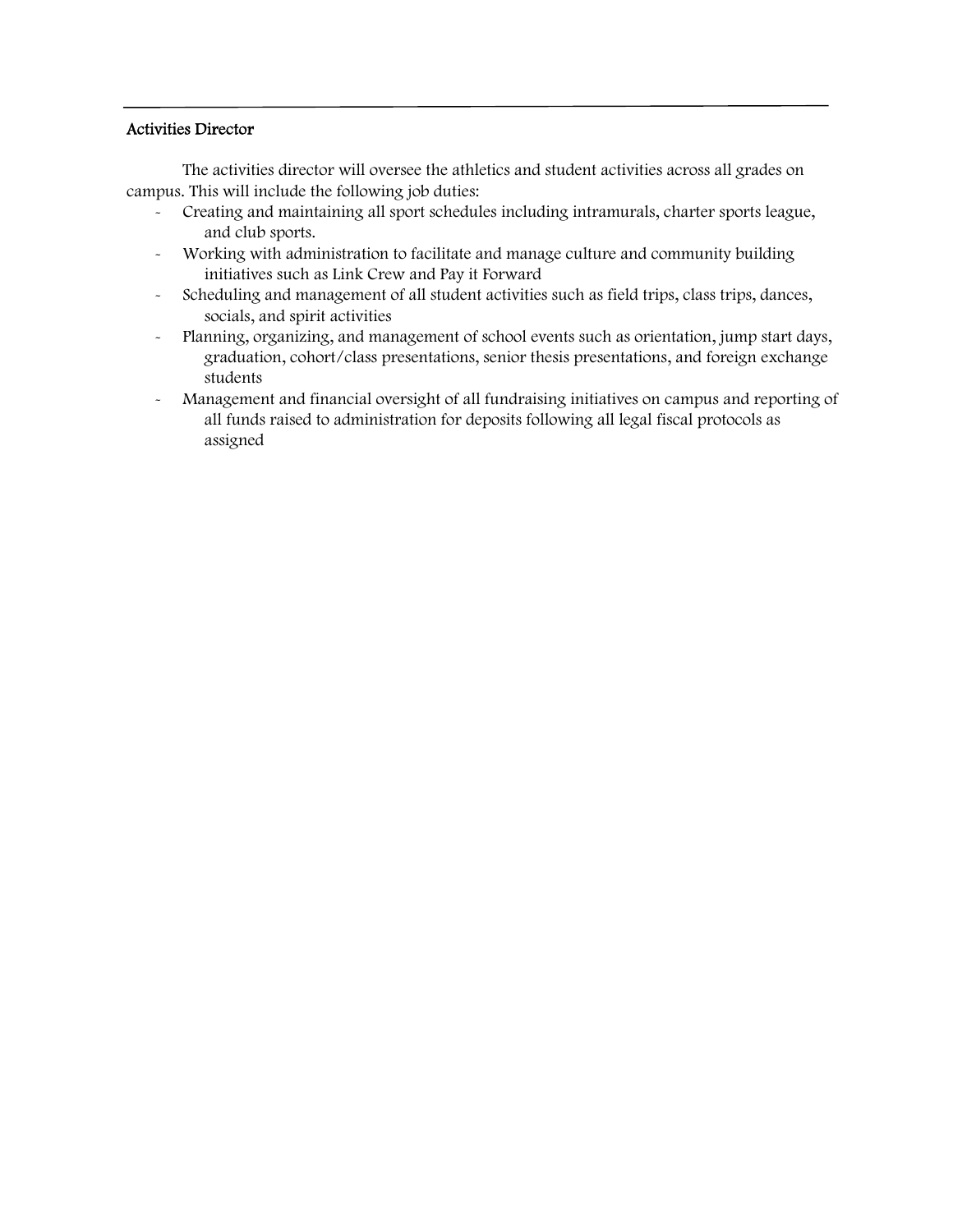## Activities Director

The activities director will oversee the athletics and student activities across all grades on campus. This will include the following job duties:

- Creating and maintaining all sport schedules including intramurals, charter sports league, and club sports.
- Working with administration to facilitate and manage culture and community building initiatives such as Link Crew and Pay it Forward
- Scheduling and management of all student activities such as field trips, class trips, dances, socials, and spirit activities
- Planning, organizing, and management of school events such as orientation, jump start days, graduation, cohort/class presentations, senior thesis presentations, and foreign exchange students
- Management and financial oversight of all fundraising initiatives on campus and reporting of all funds raised to administration for deposits following all legal fiscal protocols as assigned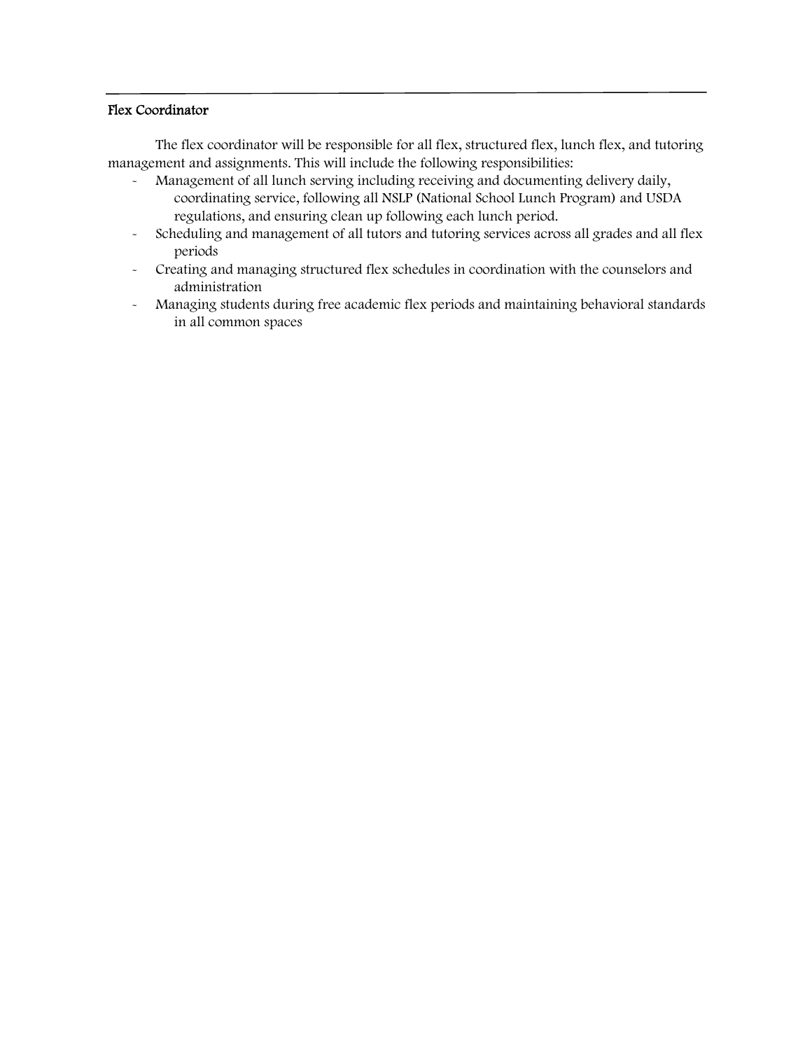## Flex Coordinator

The flex coordinator will be responsible for all flex, structured flex, lunch flex, and tutoring management and assignments. This will include the following responsibilities:

- Management of all lunch serving including receiving and documenting delivery daily, coordinating service, following all NSLP (National School Lunch Program) and USDA regulations, and ensuring clean up following each lunch period.
- Scheduling and management of all tutors and tutoring services across all grades and all flex periods
- Creating and managing structured flex schedules in coordination with the counselors and administration
- Managing students during free academic flex periods and maintaining behavioral standards in all common spaces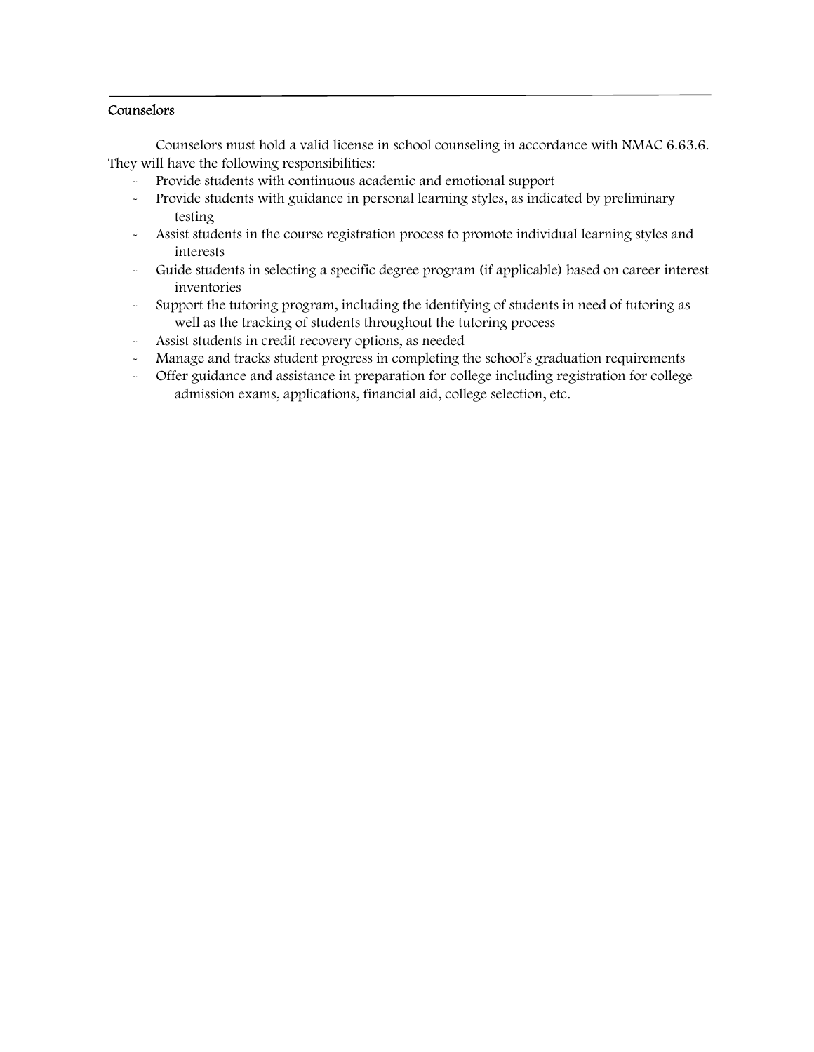### Counselors

Counselors must hold a valid license in school counseling in accordance with NMAC 6.63.6. They will have the following responsibilities:

- Provide students with continuous academic and emotional support
- Provide students with guidance in personal learning styles, as indicated by preliminary testing
- Assist students in the course registration process to promote individual learning styles and interests
- Guide students in selecting a specific degree program (if applicable) based on career interest inventories
- Support the tutoring program, including the identifying of students in need of tutoring as well as the tracking of students throughout the tutoring process
- Assist students in credit recovery options, as needed
- Manage and tracks student progress in completing the school's graduation requirements
- Offer guidance and assistance in preparation for college including registration for college admission exams, applications, financial aid, college selection, etc.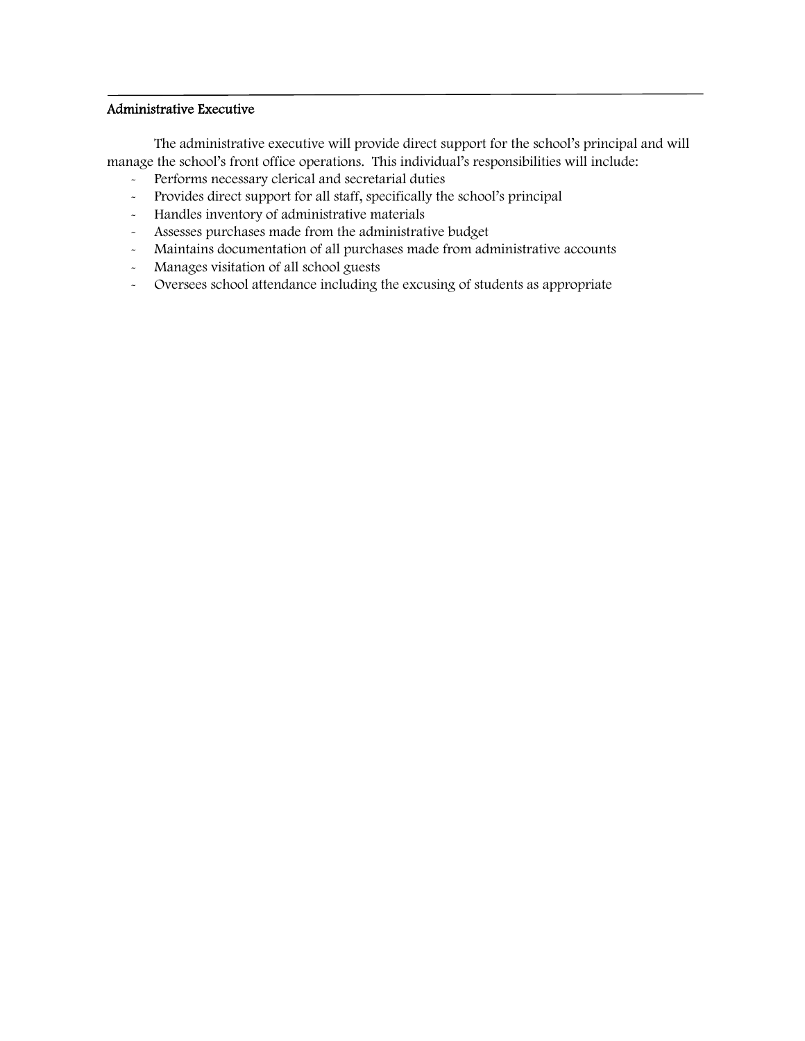### Administrative Executive

The administrative executive will provide direct support for the school's principal and will manage the school's front office operations. This individual's responsibilities will include:

- Performs necessary clerical and secretarial duties
- Provides direct support for all staff, specifically the school's principal
- Handles inventory of administrative materials
- Assesses purchases made from the administrative budget
- Maintains documentation of all purchases made from administrative accounts
- Manages visitation of all school guests
- Oversees school attendance including the excusing of students as appropriate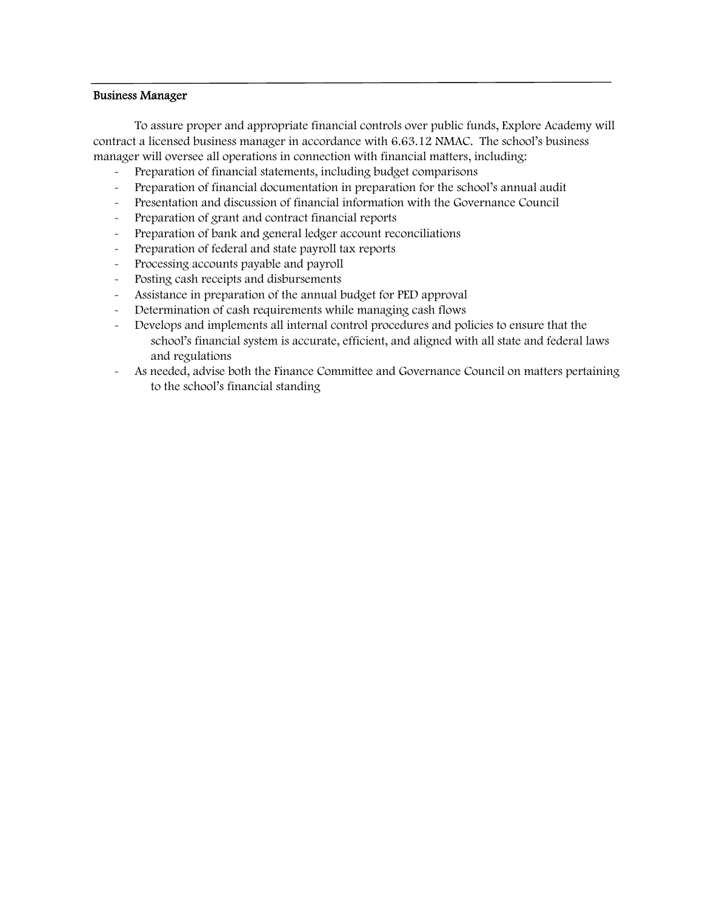---

**Business Manager**

To assure proper and appropriate financial controls over public funds, Explore Academy will contract a licensed business manager in accordance with 6.63.12 NMAC. The school's business manager will oversee all operations in connection with financial matters, including:

- Preparation of financial statements, including budget comparisons
- Preparation of financial documentation in preparation for the school's annual audit
- Presentation and discussion of financial information with the Governance Council
- Preparation of grant and contract financial reports
- Preparation of bank and general ledger account reconciliations
- Preparation of federal and state payroll tax reports
- Processing accounts payable and payroll
- Posting cash receipts and disbursements
- Assistance in preparation of the annual budget for PED approval
- Determination of cash requirements while managing cash flows
- Develops and implements all internal control procedures and policies to ensure that the school's financial system is accurate, efficient, and aligned with all state and federal laws and regulations
- As needed, advise both the Finance Committee and Governance Council on matters pertaining to the school's financial standing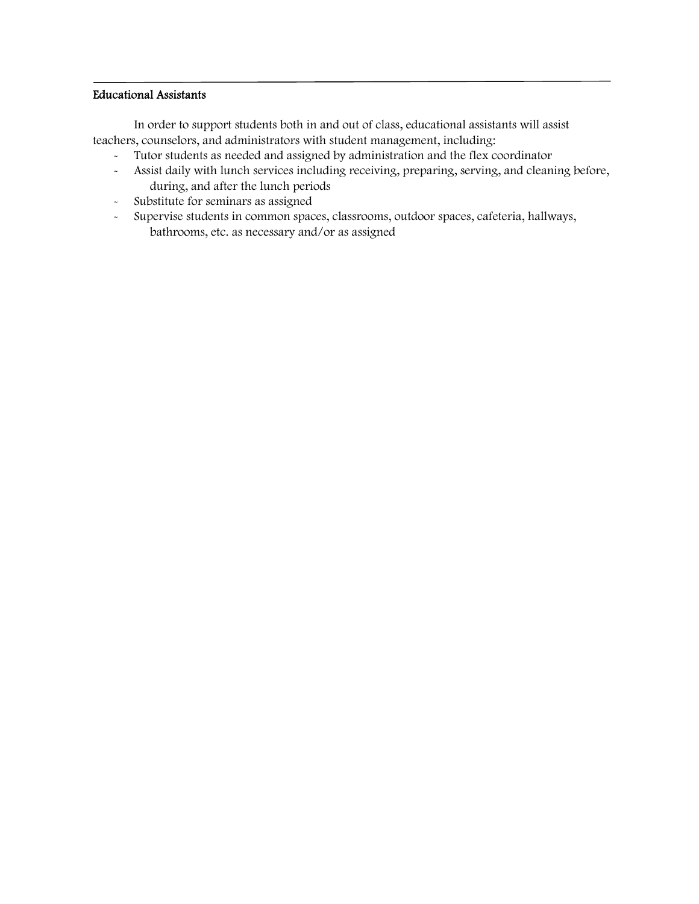### Educational Assistants

In order to support students both in and out of class, educational assistants will assist teachers, counselors, and administrators with student management, including:

- Tutor students as needed and assigned by administration and the flex coordinator
- Assist daily with lunch services including receiving, preparing, serving, and cleaning before, during, and after the lunch periods
- Substitute for seminars as assigned
- Supervise students in common spaces, classrooms, outdoor spaces, cafeteria, hallways, bathrooms, etc. as necessary and/or as assigned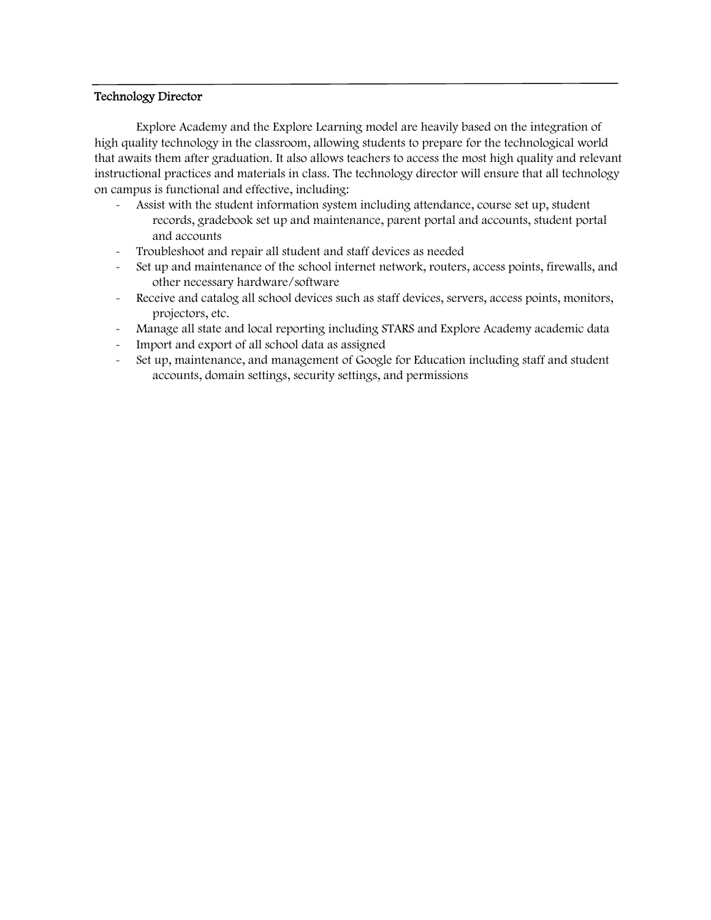---

### Technology Director

Explore Academy and the Explore Learning model are heavily based on the integration of high quality technology in the classroom, allowing students to prepare for the technological world that awaits them after graduation. It also allows teachers to access the most high quality and relevant instructional practices and materials in class. The technology director will ensure that all technology on campus is functional and effective, including:

- Assist with the student information system including attendance, course set up, student records, gradebook set up and maintenance, parent portal and accounts, student portal and accounts
- Troubleshoot and repair all student and staff devices as needed
- Set up and maintenance of the school internet network, routers, access points, firewalls, and other necessary hardware/software
- Receive and catalog all school devices such as staff devices, servers, access points, monitors, projectors, etc.
- Manage all state and local reporting including STARS and Explore Academy academic data
- Import and export of all school data as assigned
- Set up, maintenance, and management of Google for Education including staff and student accounts, domain settings, security settings, and permissions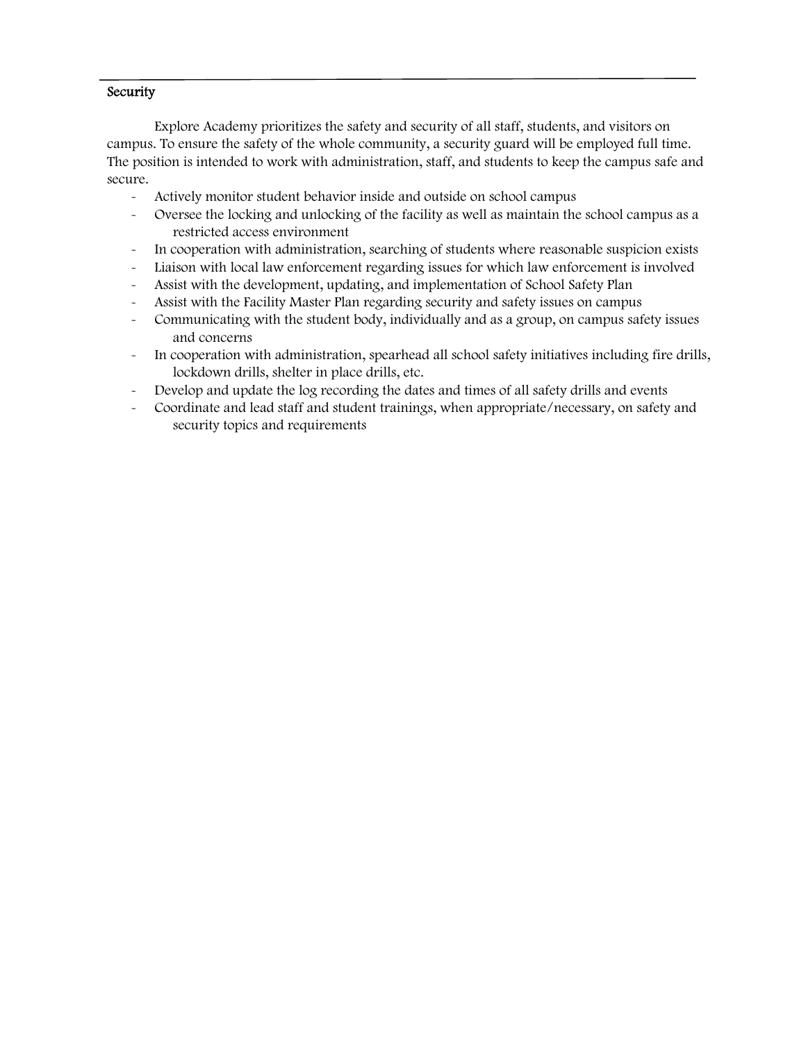## Security

Explore Academy prioritizes the safety and security of all staff, students, and visitors on campus. To ensure the safety of the whole community, a security guard will be employed full time. The position is intended to work with administration, staff, and students to keep the campus safe and secure.

- Actively monitor student behavior inside and outside on school campus
- Oversee the locking and unlocking of the facility as well as maintain the school campus as a restricted access environment
- In cooperation with administration, searching of students where reasonable suspicion exists
- Liaison with local law enforcement regarding issues for which law enforcement is involved
- Assist with the development, updating, and implementation of School Safety Plan
- Assist with the Facility Master Plan regarding security and safety issues on campus
- Communicating with the student body, individually and as a group, on campus safety issues and concerns
- In cooperation with administration, spearhead all school safety initiatives including fire drills, lockdown drills, shelter in place drills, etc.
- Develop and update the log recording the dates and times of all safety drills and events
- Coordinate and lead staff and student trainings, when appropriate/necessary, on safety and security topics and requirements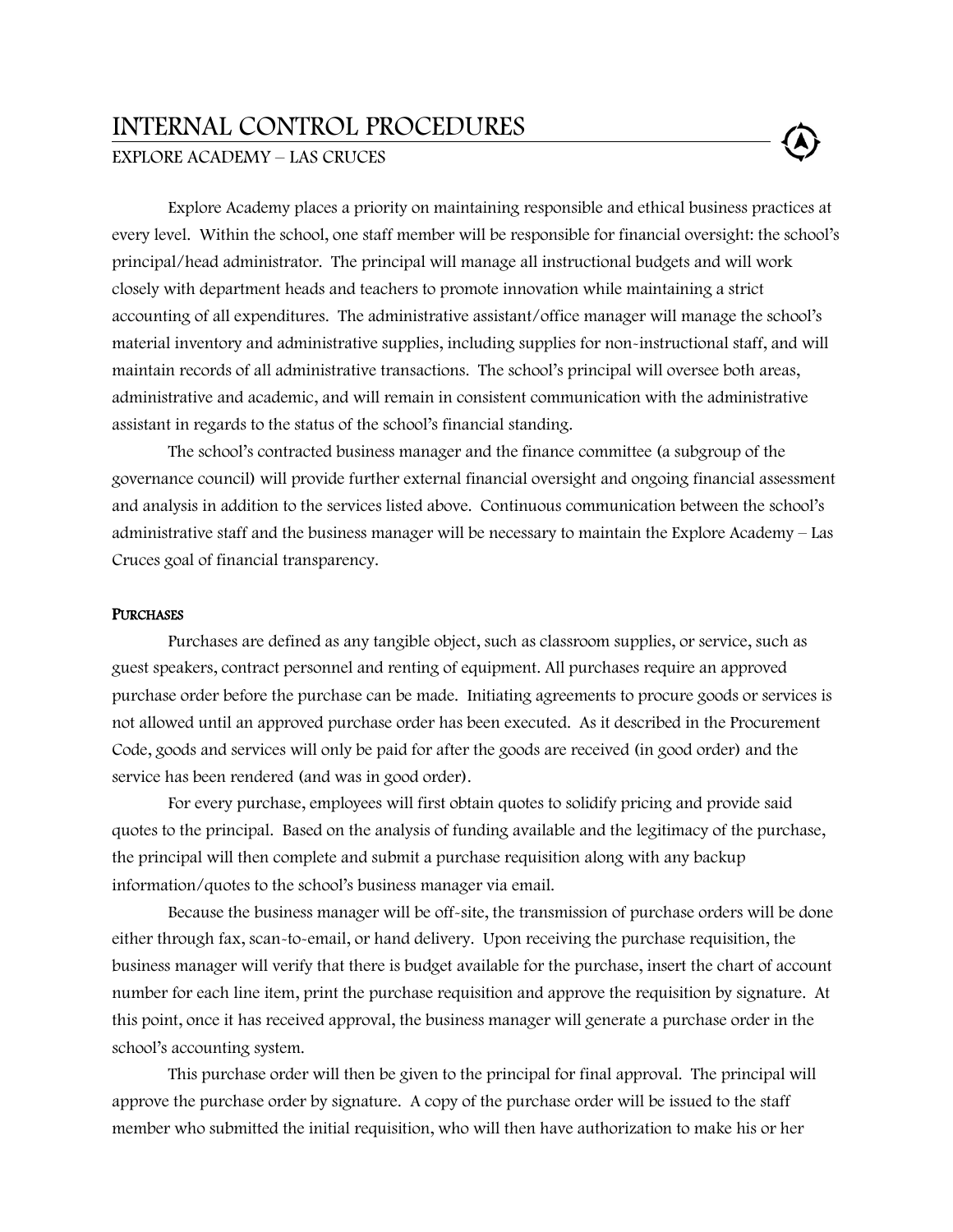# INTERNAL CONTROL PROCEDURES

## EXPLORE ACADEMY – LAS CRUCES

Explore Academy places a priority on maintaining responsible and ethical business practices at every level. Within the school, one staff member will be responsible for financial oversight: the school's principal/head administrator. The principal will manage all instructional budgets and will work closely with department heads and teachers to promote innovation while maintaining a strict accounting of all expenditures. The administrative assistant/office manager will manage the school's material inventory and administrative supplies, including supplies for non-instructional staff, and will maintain records of all administrative transactions. The school's principal will oversee both areas, administrative and academic, and will remain in consistent communication with the administrative assistant in regards to the status of the school's financial standing.

The school's contracted business manager and the finance committee (a subgroup of the governance council) will provide further external financial oversight and ongoing financial assessment and analysis in addition to the services listed above. Continuous communication between the school's administrative staff and the business manager will be necessary to maintain the Explore Academy – Las Cruces goal of financial transparency.

### PURCHASES

Purchases are defined as any tangible object, such as classroom supplies, or service, such as guest speakers, contract personnel and renting of equipment. All purchases require an approved purchase order before the purchase can be made. Initiating agreements to procure goods or services is not allowed until an approved purchase order has been executed. As it described in the Procurement Code, goods and services will only be paid for after the goods are received (in good order) and the service has been rendered (and was in good order).

For every purchase, employees will first obtain quotes to solidify pricing and provide said quotes to the principal. Based on the analysis of funding available and the legitimacy of the purchase, the principal will then complete and submit a purchase requisition along with any backup information/quotes to the school's business manager via email.

Because the business manager will be off-site, the transmission of purchase orders will be done either through fax, scan-to-email, or hand delivery. Upon receiving the purchase requisition, the business manager will verify that there is budget available for the purchase, insert the chart of account number for each line item, print the purchase requisition and approve the requisition by signature. At this point, once it has received approval, the business manager will generate a purchase order in the school's accounting system.

This purchase order will then be given to the principal for final approval. The principal will approve the purchase order by signature. A copy of the purchase order will be issued to the staff member who submitted the initial requisition, who will then have authorization to make his or her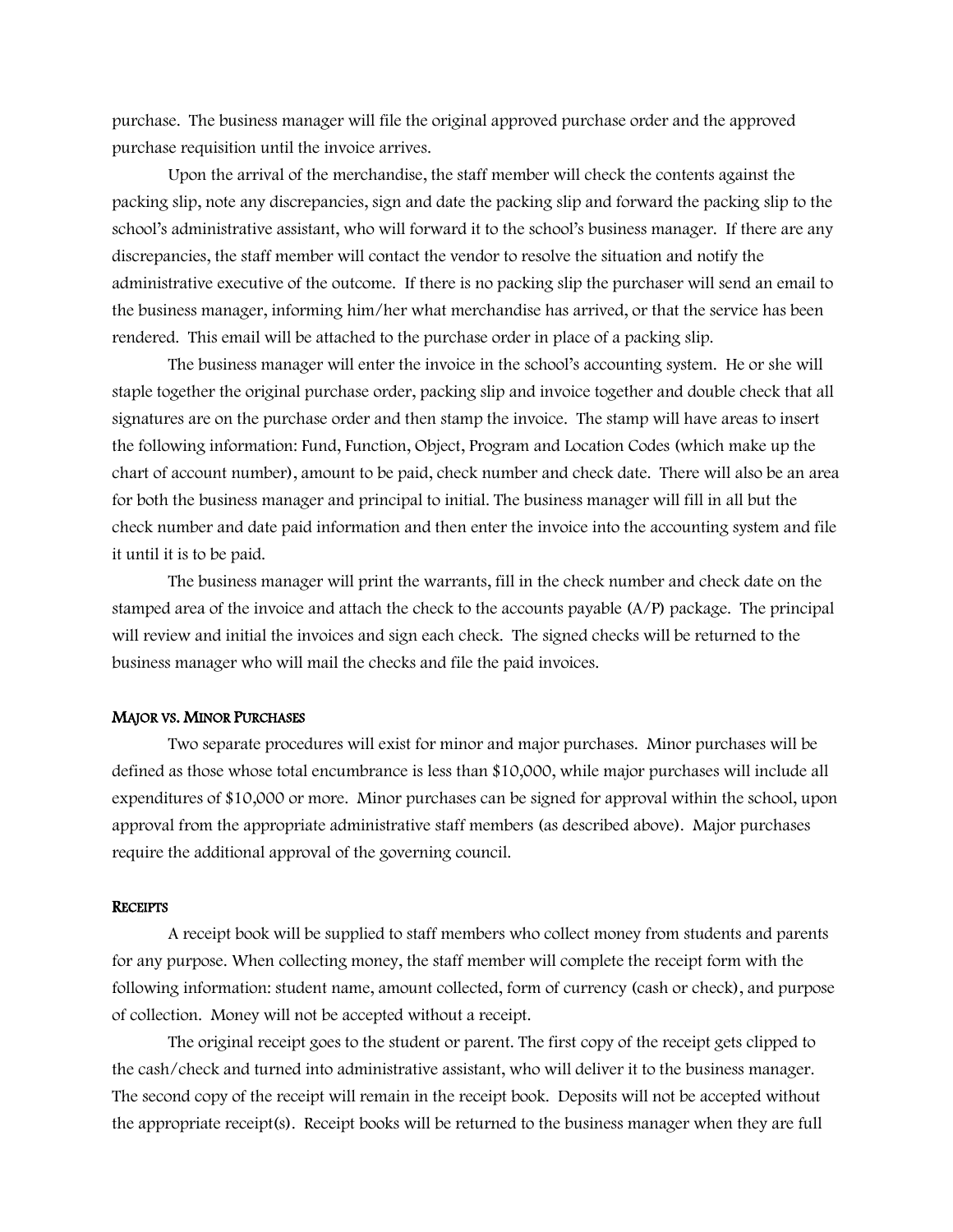purchase. The business manager will file the original approved purchase order and the approved purchase requisition until the invoice arrives.

Upon the arrival of the merchandise, the staff member will check the contents against the packing slip, note any discrepancies, sign and date the packing slip and forward the packing slip to the school's administrative assistant, who will forward it to the school's business manager. If there are any discrepancies, the staff member will contact the vendor to resolve the situation and notify the administrative executive of the outcome. If there is no packing slip the purchaser will send an email to the business manager, informing him/her what merchandise has arrived, or that the service has been rendered. This email will be attached to the purchase order in place of a packing slip.

The business manager will enter the invoice in the school's accounting system. He or she will staple together the original purchase order, packing slip and invoice together and double check that all signatures are on the purchase order and then stamp the invoice. The stamp will have areas to insert the following information: Fund, Function, Object, Program and Location Codes (which make up the chart of account number), amount to be paid, check number and check date. There will also be an area for both the business manager and principal to initial. The business manager will fill in all but the check number and date paid information and then enter the invoice into the accounting system and file it until it is to be paid.

The business manager will print the warrants, fill in the check number and check date on the stamped area of the invoice and attach the check to the accounts payable (A/P) package. The principal will review and initial the invoices and sign each check. The signed checks will be returned to the business manager who will mail the checks and file the paid invoices.

### MAJOR VS. MINOR PURCHASES

Two separate procedures will exist for minor and major purchases. Minor purchases will be defined as those whose total encumbrance is less than $10,000, while major purchases will include all expenditures of $10,000 or more. Minor purchases can be signed for approval within the school, upon approval from the appropriate administrative staff members (as described above). Major purchases require the additional approval of the governing council.

### RECEIPTS

A receipt book will be supplied to staff members who collect money from students and parents for any purpose. When collecting money, the staff member will complete the receipt form with the following information: student name, amount collected, form of currency (cash or check), and purpose of collection. Money will not be accepted without a receipt.

The original receipt goes to the student or parent. The first copy of the receipt gets clipped to the cash/check and turned into administrative assistant, who will deliver it to the business manager. The second copy of the receipt will remain in the receipt book. Deposits will not be accepted without the appropriate receipt(s). Receipt books will be returned to the business manager when they are full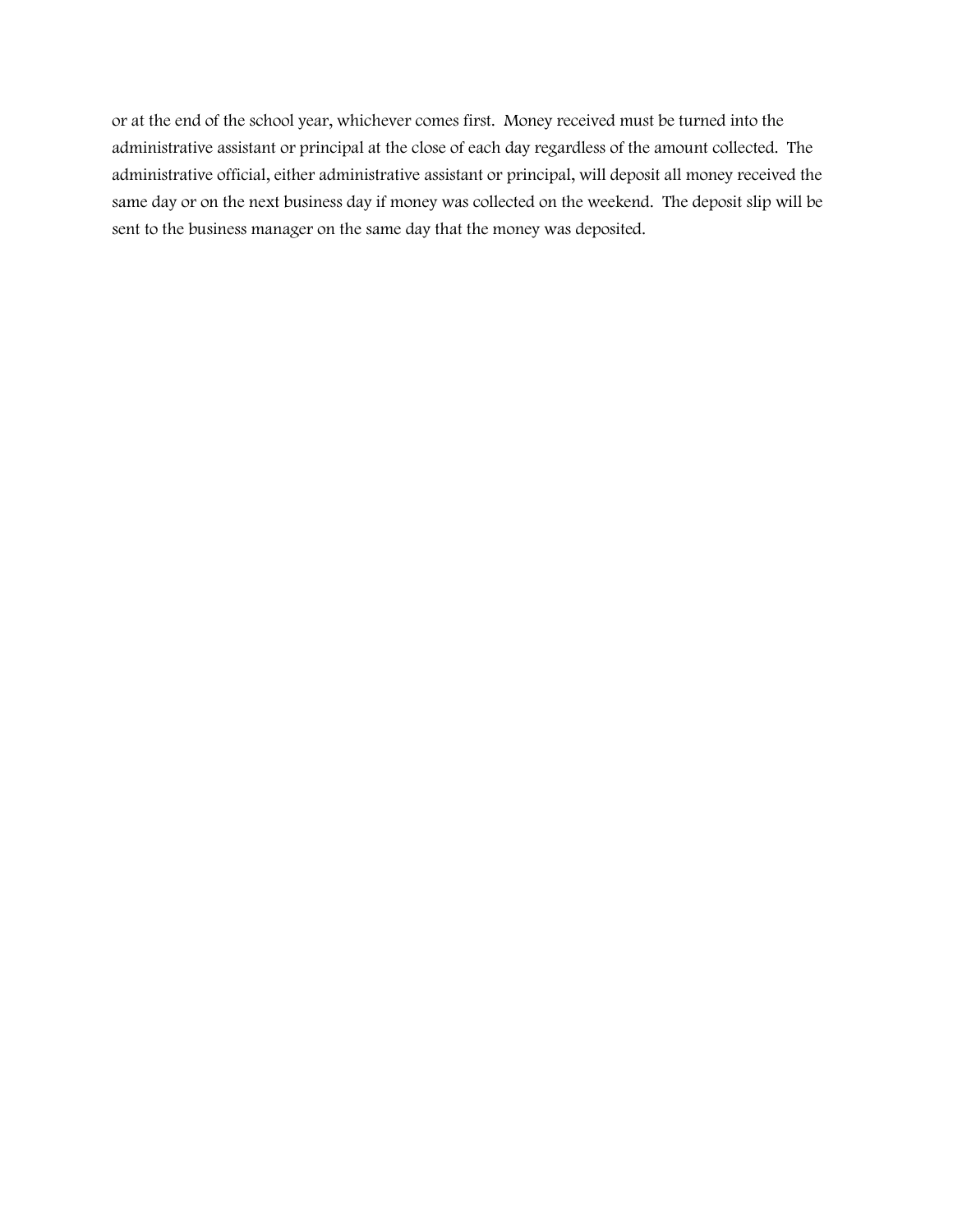or at the end of the school year, whichever comes first. Money received must be turned into the administrative assistant or principal at the close of each day regardless of the amount collected. The administrative official, either administrative assistant or principal, will deposit all money received the same day or on the next business day if money was collected on the weekend. The deposit slip will be sent to the business manager on the same day that the money was deposited.